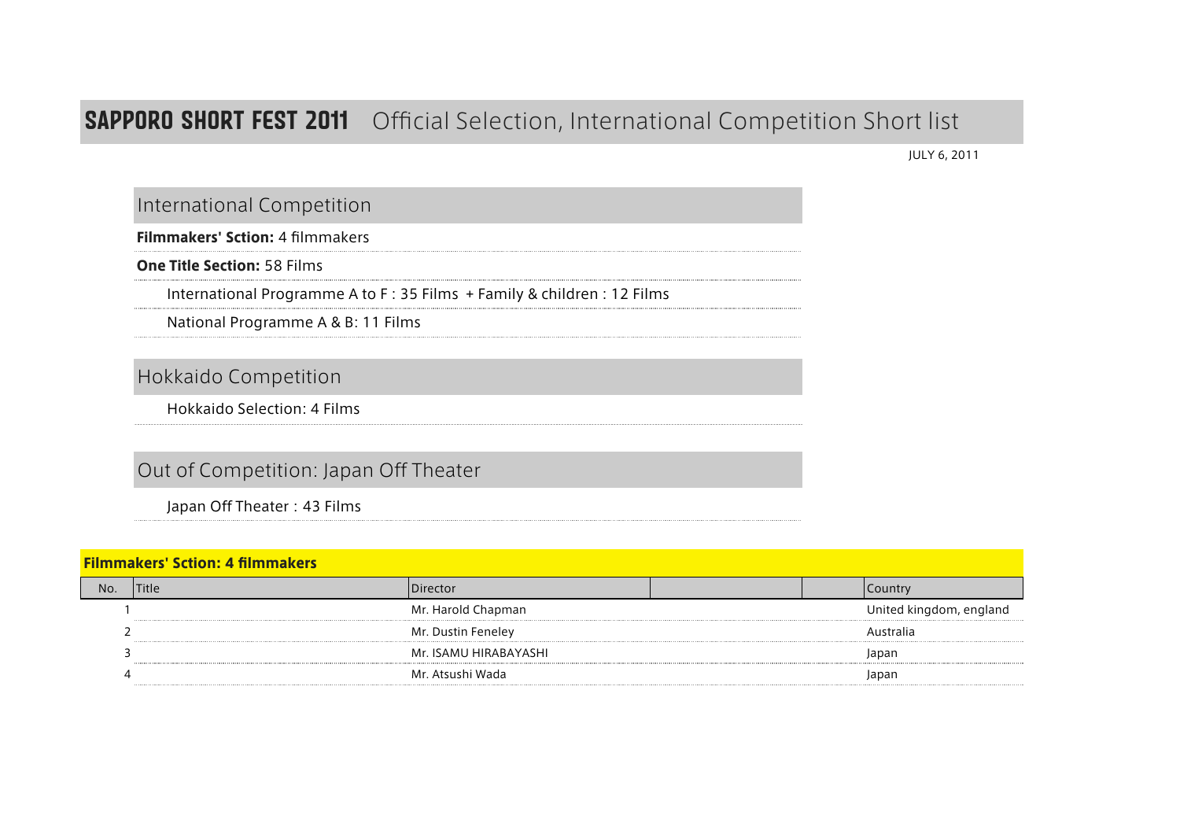# SAPPORO SHORT FEST 2011 Official Selection, International Competition Short list

JULY 6, 2011

## International Competition

**Filmmakers' Sction:** 4 filmmakers

**One Title Section:** 58 Films

International Programme A to F : 35 Films + Family & children : 12 Films

National Programme A & B: 11 Films

## Hokkaido Competition

Hokkaido Selection: 4 Films

## Out of Competition: Japan Off Theater

Japan Off Theater : 43 Films

### Filmmakers' Sction: 4 filmmakers

| No. | Title | Director | | | Country |
|---|---|---|---|---|---|
| 1 | | Mr. Harold Chapman | | | United kingdom, england |
| 2 | | Mr. Dustin Feneley | | | Australia |
| 3 | | Mr. ISAMU HIRABAYASHI | | | Japan |
| 4 | | Mr. Atsushi Wada | | | Japan |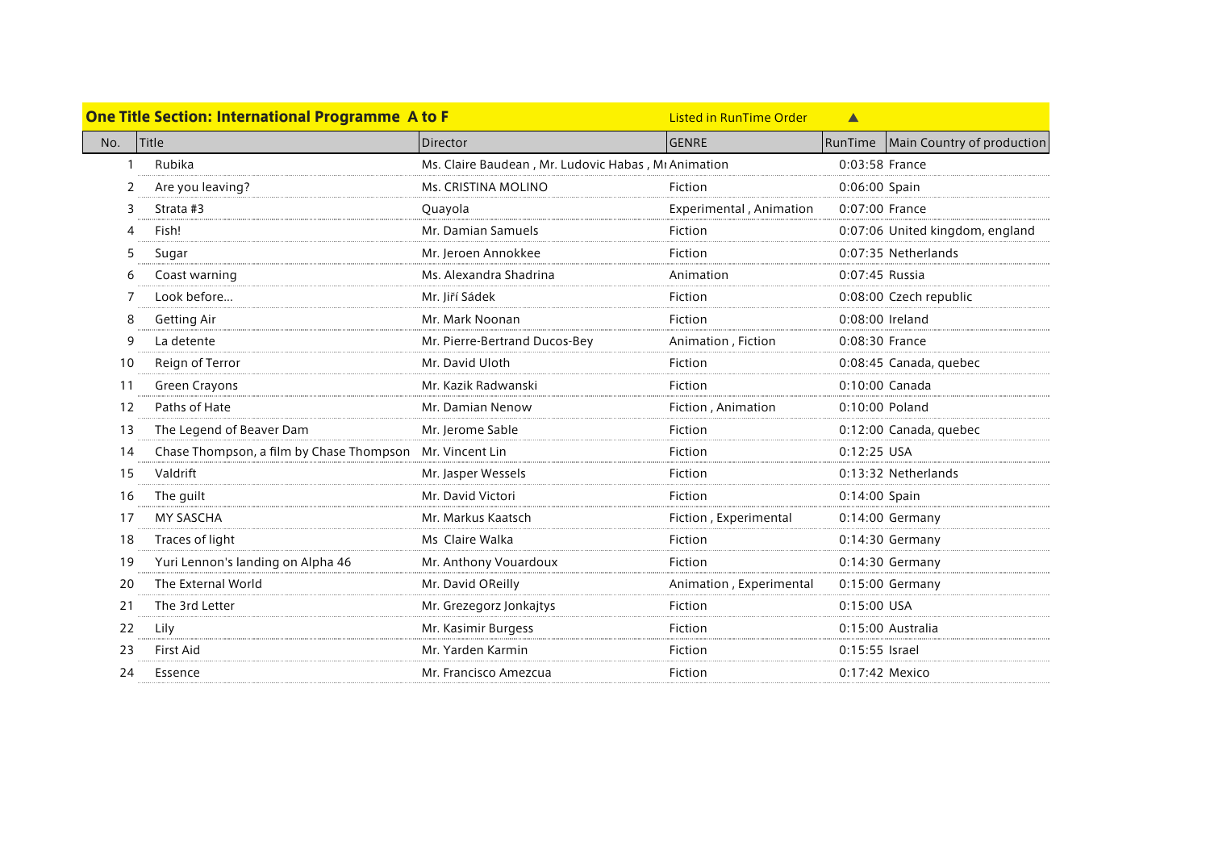## One Title Section: International Programme A to F

Listed in RunTime Order ▲

| No. | Title | Director | GENRE | RunTime | Main Country of production |
|---|---|---|---|---|---|
| 1 | Rubika | Ms. Claire Baudean , Mr. Ludovic Habas , Mı | Animation | 0:03:58 | France |
| 2 | Are you leaving? | Ms. CRISTINA MOLINO | Fiction | 0:06:00 | Spain |
| 3 | Strata #3 | Quayola | Experimental , Animation | 0:07:00 | France |
| 4 | Fish! | Mr. Damian Samuels | Fiction | 0:07:06 | United kingdom, england |
| 5 | Sugar | Mr. Jeroen Annokkee | Fiction | 0:07:35 | Netherlands |
| 6 | Coast warning | Ms. Alexandra Shadrina | Animation | 0:07:45 | Russia |
| 7 | Look before... | Mr. Jiří Sádek | Fiction | 0:08:00 | Czech republic |
| 8 | Getting Air | Mr. Mark Noonan | Fiction | 0:08:00 | Ireland |
| 9 | La detente | Mr. Pierre-Bertrand Ducos-Bey | Animation , Fiction | 0:08:30 | France |
| 10 | Reign of Terror | Mr. David Uloth | Fiction | 0:08:45 | Canada, quebec |
| 11 | Green Crayons | Mr. Kazik Radwanski | Fiction | 0:10:00 | Canada |
| 12 | Paths of Hate | Mr. Damian Nenow | Fiction , Animation | 0:10:00 | Poland |
| 13 | The Legend of Beaver Dam | Mr. Jerome Sable | Fiction | 0:12:00 | Canada, quebec |
| 14 | Chase Thompson, a film by Chase Thompson | Mr. Vincent Lin | Fiction | 0:12:25 | USA |
| 15 | Valdrift | Mr. Jasper Wessels | Fiction | 0:13:32 | Netherlands |
| 16 | The guilt | Mr. David Victori | Fiction | 0:14:00 | Spain |
| 17 | MY SASCHA | Mr. Markus Kaatsch | Fiction , Experimental | 0:14:00 | Germany |
| 18 | Traces of light | Ms Claire Walka | Fiction | 0:14:30 | Germany |
| 19 | Yuri Lennon's landing on Alpha 46 | Mr. Anthony Vouardoux | Fiction | 0:14:30 | Germany |
| 20 | The External World | Mr. David OReilly | Animation , Experimental | 0:15:00 | Germany |
| 21 | The 3rd Letter | Mr. Grezegorz Jonkajtys | Fiction | 0:15:00 | USA |
| 22 | Lily | Mr. Kasimir Burgess | Fiction | 0:15:00 | Australia |
| 23 | First Aid | Mr. Yarden Karmin | Fiction | 0:15:55 | Israel |
| 24 | Essence | Mr. Francisco Amezcua | Fiction | 0:17:42 | Mexico |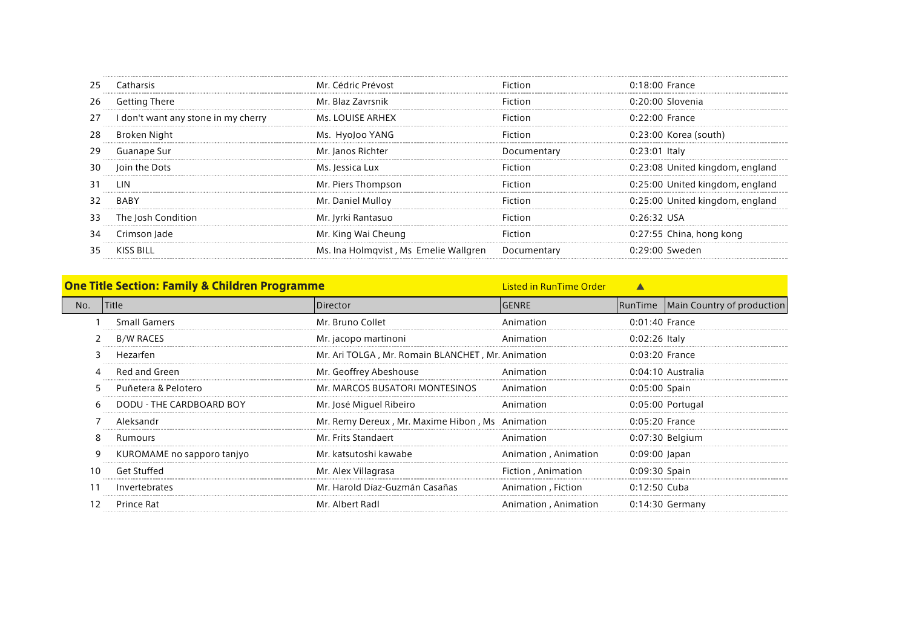| No. | Title | Director | GENRE | RunTime | Main Country of production |
|---|---|---|---|---|---|
| 25 | Catharsis | Mr. Cédric Prévost | Fiction | 0:18:00 | France |
| 26 | Getting There | Mr. Blaz Zavrsnik | Fiction | 0:20:00 | Slovenia |
| 27 | I don't want any stone in my cherry | Ms. LOUISE ARHEX | Fiction | 0:22:00 | France |
| 28 | Broken Night | Ms. HyoJoo YANG | Fiction | 0:23:00 | Korea (south) |
| 29 | Guanape Sur | Mr. Janos Richter | Documentary | 0:23:01 | Italy |
| 30 | Join the Dots | Ms. Jessica Lux | Fiction | 0:23:08 | United kingdom, england |
| 31 | LIN | Mr. Piers Thompson | Fiction | 0:25:00 | United kingdom, england |
| 32 | BABY | Mr. Daniel Mulloy | Fiction | 0:25:00 | United kingdom, england |
| 33 | The Josh Condition | Mr. Jyrki Rantasuo | Fiction | 0:26:32 | USA |
| 34 | Crimson Jade | Mr. King Wai Cheung | Fiction | 0:27:55 | China, hong kong |
| 35 | KISS BILL | Ms. Ina Holmqvist , Ms Emelie Wallgren | Documentary | 0:29:00 | Sweden |

## One Title Section: Family & Children Programme

Listed in RunTime Order ▲

| No. | Title | Director | GENRE | RunTime | Main Country of production |
|---|---|---|---|---|---|
| 1 | Small Gamers | Mr. Bruno Collet | Animation | 0:01:40 | France |
| 2 | B/W RACES | Mr. jacopo martinoni | Animation | 0:02:26 | Italy |
| 3 | Hezarfen | Mr. Ari TOLGA , Mr. Romain BLANCHET , Mr. | Animation | 0:03:20 | France |
| 4 | Red and Green | Mr. Geoffrey Abeshouse | Animation | 0:04:10 | Australia |
| 5 | Puñetera & Pelotero | Mr. MARCOS BUSATORI MONTESINOS | Animation | 0:05:00 | Spain |
| 6 | DODU - THE CARDBOARD BOY | Mr. José Miguel Ribeiro | Animation | 0:05:00 | Portugal |
| 7 | Aleksandr | Mr. Remy Dereux , Mr. Maxime Hibon , Ms | Animation | 0:05:20 | France |
| 8 | Rumours | Mr. Frits Standaert | Animation | 0:07:30 | Belgium |
| 9 | KUROMAME no sapporo tanjyo | Mr. katsutoshi kawabe | Animation , Animation | 0:09:00 | Japan |
| 10 | Get Stuffed | Mr. Alex Villagrasa | Fiction , Animation | 0:09:30 | Spain |
| 11 | Invertebrates | Mr. Harold Díaz-Guzmán Casañas | Animation , Fiction | 0:12:50 | Cuba |
| 12 | Prince Rat | Mr. Albert Radl | Animation , Animation | 0:14:30 | Germany |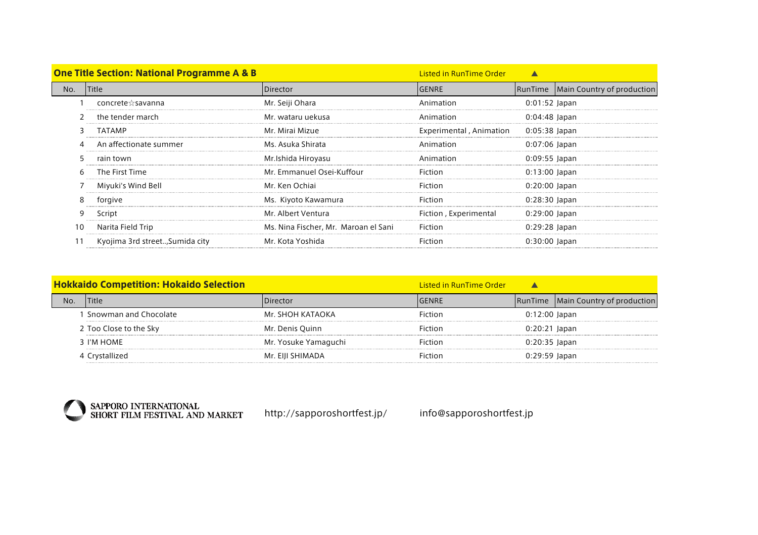## One Title Section: National Programme A & B

Listed in RunTime Order ▲

| No. | Title | Director | GENRE | RunTime | Main Country of production |
|---|---|---|---|---|---|
| 1 | concrete☆savanna | Mr. Seiji Ohara | Animation | 0:01:52 | Japan |
| 2 | the tender march | Mr. wataru uekusa | Animation | 0:04:48 | Japan |
| 3 | TATAMP | Mr. Mirai Mizue | Experimental , Animation | 0:05:38 | Japan |
| 4 | An affectionate summer | Ms. Asuka Shirata | Animation | 0:07:06 | Japan |
| 5 | rain town | Mr.Ishida Hiroyasu | Animation | 0:09:55 | Japan |
| 6 | The First Time | Mr. Emmanuel Osei-Kuffour | Fiction | 0:13:00 | Japan |
| 7 | Miyuki's Wind Bell | Mr. Ken Ochiai | Fiction | 0:20:00 | Japan |
| 8 | forgive | Ms. Kiyoto Kawamura | Fiction | 0:28:30 | Japan |
| 9 | Script | Mr. Albert Ventura | Fiction , Experimental | 0:29:00 | Japan |
| 10 | Narita Field Trip | Ms. Nina Fischer, Mr. Maroan el Sani | Fiction | 0:29:28 | Japan |
| 11 | Kyojima 3rd street..,Sumida city | Mr. Kota Yoshida | Fiction | 0:30:00 | Japan |

## Hokkaido Competition: Hokaido Selection

Listed in RunTime Order ▲

| No. | Title | Director | GENRE | RunTime | Main Country of production |
|---|---|---|---|---|---|
| 1 | Snowman and Chocolate | Mr. SHOH KATAOKA | Fiction | 0:12:00 | Japan |
| 2 | Too Close to the Sky | Mr. Denis Quinn | Fiction | 0:20:21 | Japan |
| 3 | I'M HOME | Mr. Yosuke Yamaguchi | Fiction | 0:20:35 | Japan |
| 4 | Crystallized | Mr. EIJI SHIMADA | Fiction | 0:29:59 | Japan |

SAPPORO INTERNATIONAL SHORT FILM FESTIVAL AND MARKET

http://sapporoshortfest.jp/

info@sapporoshortfest.jp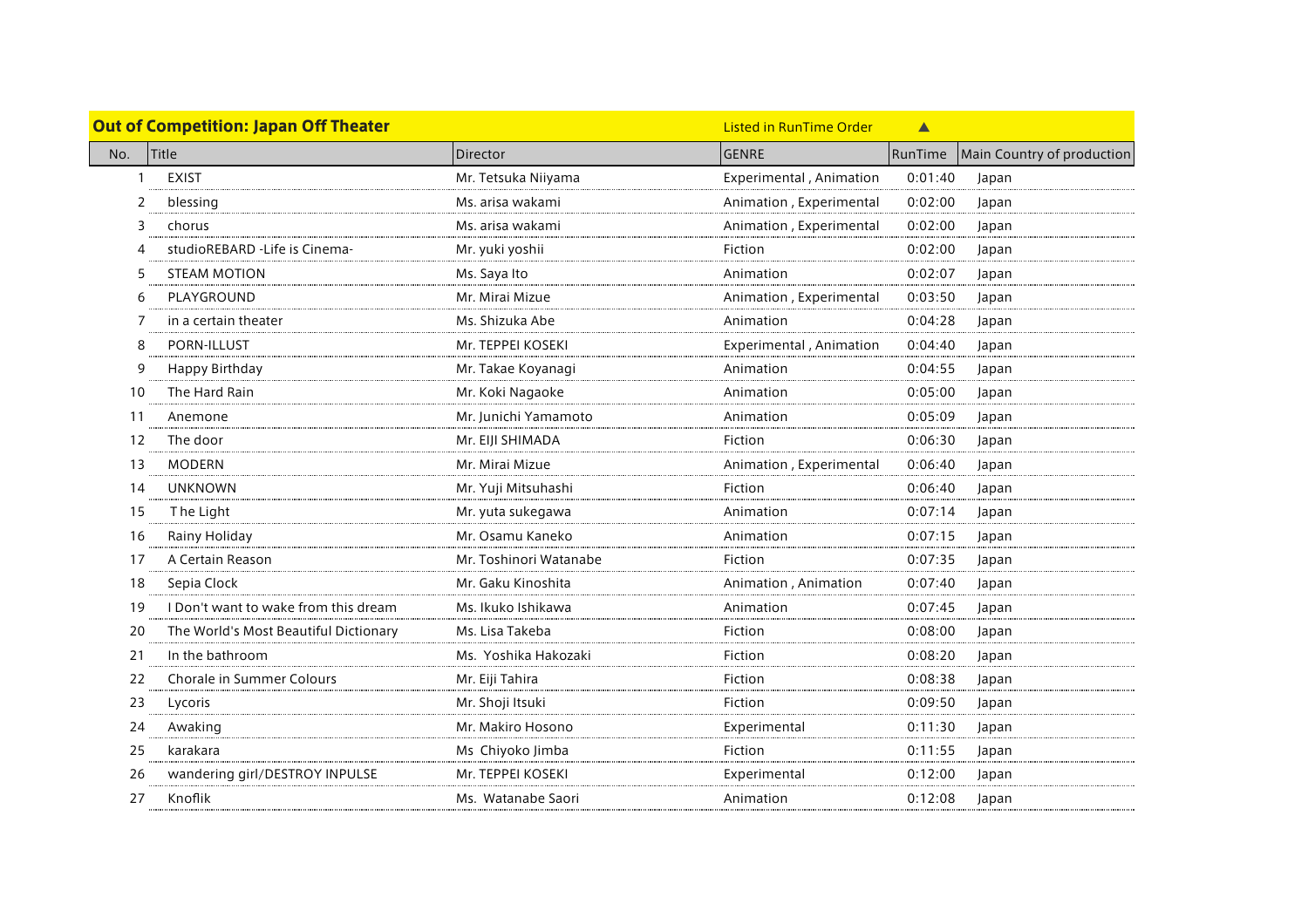## Out of Competition: Japan Off Theater

Listed in RunTime Order ▲

| No. | Title | Director | GENRE | RunTime | Main Country of production |
|---|---|---|---|---|---|
| 1 | EXIST | Mr. Tetsuka Niiyama | Experimental , Animation | 0:01:40 | Japan |
| 2 | blessing | Ms. arisa wakami | Animation , Experimental | 0:02:00 | Japan |
| 3 | chorus | Ms. arisa wakami | Animation , Experimental | 0:02:00 | Japan |
| 4 | studioREBARD -Life is Cinema- | Mr. yuki yoshii | Fiction | 0:02:00 | Japan |
| 5 | STEAM MOTION | Ms. Saya Ito | Animation | 0:02:07 | Japan |
| 6 | PLAYGROUND | Mr. Mirai Mizue | Animation , Experimental | 0:03:50 | Japan |
| 7 | in a certain theater | Ms. Shizuka Abe | Animation | 0:04:28 | Japan |
| 8 | PORN-ILLUST | Mr. TEPPEI KOSEKI | Experimental , Animation | 0:04:40 | Japan |
| 9 | Happy Birthday | Mr. Takae Koyanagi | Animation | 0:04:55 | Japan |
| 10 | The Hard Rain | Mr. Koki Nagaoke | Animation | 0:05:00 | Japan |
| 11 | Anemone | Mr. Junichi Yamamoto | Animation | 0:05:09 | Japan |
| 12 | The door | Mr. EIJI SHIMADA | Fiction | 0:06:30 | Japan |
| 13 | MODERN | Mr. Mirai Mizue | Animation , Experimental | 0:06:40 | Japan |
| 14 | UNKNOWN | Mr. Yuji Mitsuhashi | Fiction | 0:06:40 | Japan |
| 15 | T he Light | Mr. yuta sukegawa | Animation | 0:07:14 | Japan |
| 16 | Rainy Holiday | Mr. Osamu Kaneko | Animation | 0:07:15 | Japan |
| 17 | A Certain Reason | Mr. Toshinori Watanabe | Fiction | 0:07:35 | Japan |
| 18 | Sepia Clock | Mr. Gaku Kinoshita | Animation , Animation | 0:07:40 | Japan |
| 19 | I Don't want to wake from this dream | Ms. Ikuko Ishikawa | Animation | 0:07:45 | Japan |
| 20 | The World's Most Beautiful Dictionary | Ms. Lisa Takeba | Fiction | 0:08:00 | Japan |
| 21 | In the bathroom | Ms. Yoshika Hakozaki | Fiction | 0:08:20 | Japan |
| 22 | Chorale in Summer Colours | Mr. Eiji Tahira | Fiction | 0:08:38 | Japan |
| 23 | Lycoris | Mr. Shoji Itsuki | Fiction | 0:09:50 | Japan |
| 24 | Awaking | Mr. Makiro Hosono | Experimental | 0:11:30 | Japan |
| 25 | karakara | Ms Chiyoko Jimba | Fiction | 0:11:55 | Japan |
| 26 | wandering girl/DESTROY INPULSE | Mr. TEPPEI KOSEKI | Experimental | 0:12:00 | Japan |
| 27 | Knoflik | Ms. Watanabe Saori | Animation | 0:12:08 | Japan |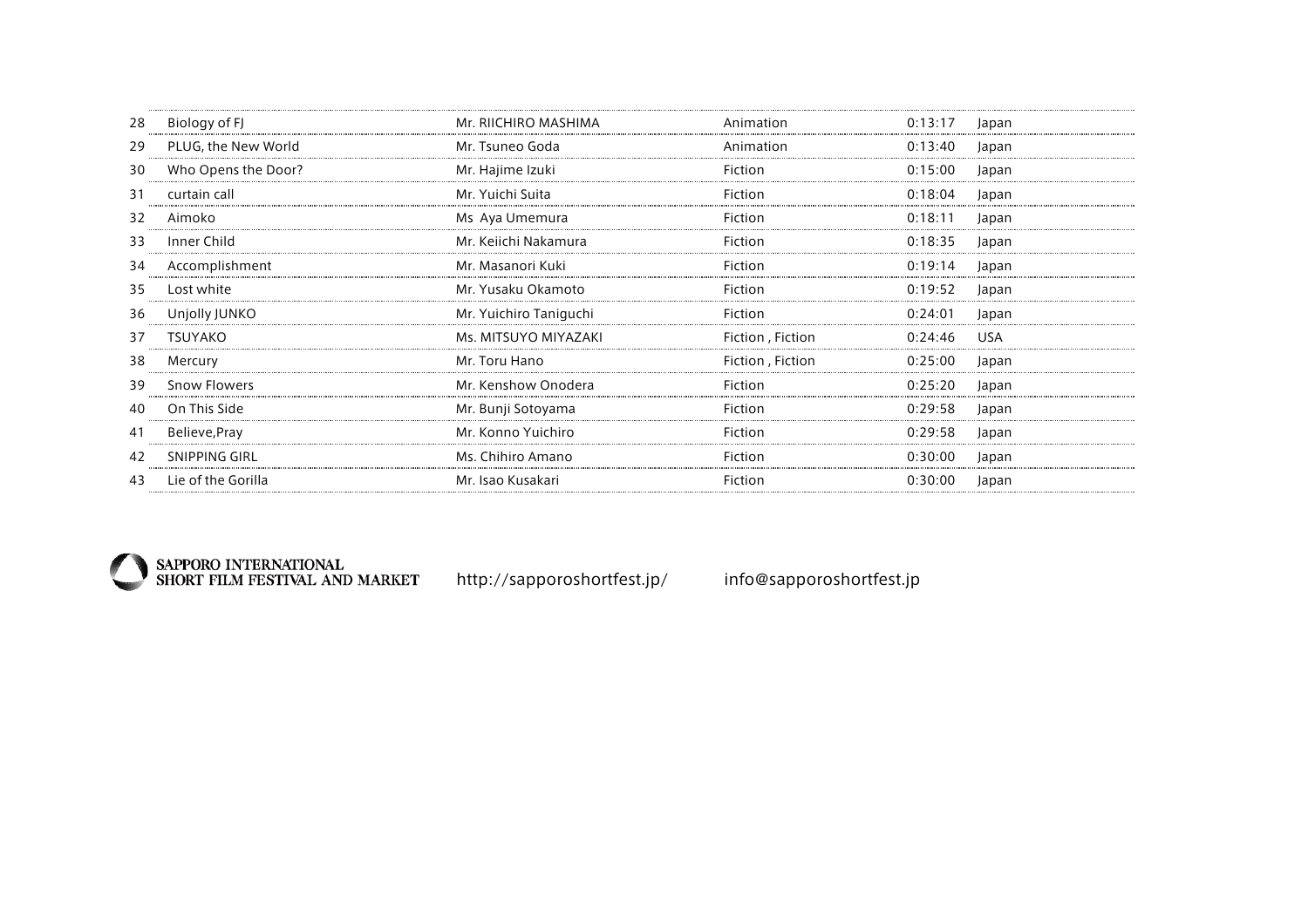| | | | | | |
|---|---|---|---|---|---|
| 28 | Biology of FJ | Mr. RIICHIRO MASHIMA | Animation | 0:13:17 | Japan |
| 29 | PLUG, the New World | Mr. Tsuneo Goda | Animation | 0:13:40 | Japan |
| 30 | Who Opens the Door? | Mr. Hajime Izuki | Fiction | 0:15:00 | Japan |
| 31 | curtain call | Mr. Yuichi Suita | Fiction | 0:18:04 | Japan |
| 32 | Aimoko | Ms Aya Umemura | Fiction | 0:18:11 | Japan |
| 33 | Inner Child | Mr. Keiichi Nakamura | Fiction | 0:18:35 | Japan |
| 34 | Accomplishment | Mr. Masanori Kuki | Fiction | 0:19:14 | Japan |
| 35 | Lost white | Mr. Yusaku Okamoto | Fiction | 0:19:52 | Japan |
| 36 | Unjolly JUNKO | Mr. Yuichiro Taniguchi | Fiction | 0:24:01 | Japan |
| 37 | TSUYAKO | Ms. MITSUYO MIYAZAKI | Fiction , Fiction | 0:24:46 | USA |
| 38 | Mercury | Mr. Toru Hano | Fiction , Fiction | 0:25:00 | Japan |
| 39 | Snow Flowers | Mr. Kenshow Onodera | Fiction | 0:25:20 | Japan |
| 40 | On This Side | Mr. Bunji Sotoyama | Fiction | 0:29:58 | Japan |
| 41 | Believe,Pray | Mr. Konno Yuichiro | Fiction | 0:29:58 | Japan |
| 42 | SNIPPING GIRL | Ms. Chihiro Amano | Fiction | 0:30:00 | Japan |
| 43 | Lie of the Gorilla | Mr. Isao Kusakari | Fiction | 0:30:00 | Japan |

SAPPORO INTERNATIONAL SHORT FILM FESTIVAL AND MARKET http://sapporoshortfest.jp/ info@sapporoshortfest.jp